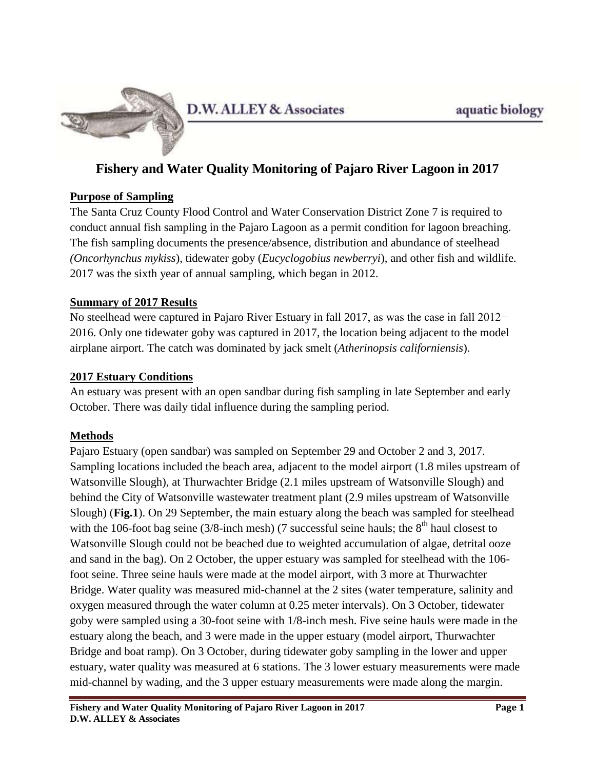D.W. ALLEY & Associates — aquatic biology

# Fishery and Water Quality Monitoring of Pajaro River Lagoon in 2017

## Purpose of Sampling

The Santa Cruz County Flood Control and Water Conservation District Zone 7 is required to conduct annual fish sampling in the Pajaro Lagoon as a permit condition for lagoon breaching. The fish sampling documents the presence/absence, distribution and abundance of steelhead *(Oncorhynchus mykiss*), tidewater goby (*Eucyclogobius newberryi*), and other fish and wildlife. 2017 was the sixth year of annual sampling, which began in 2012.

## Summary of 2017 Results

No steelhead were captured in Pajaro River Estuary in fall 2017, as was the case in fall 2012−2016. Only one tidewater goby was captured in 2017, the location being adjacent to the model airplane airport. The catch was dominated by jack smelt (*Atherinopsis californiensis*).

## 2017 Estuary Conditions

An estuary was present with an open sandbar during fish sampling in late September and early October. There was daily tidal influence during the sampling period.

## Methods

Pajaro Estuary (open sandbar) was sampled on September 29 and October 2 and 3, 2017. Sampling locations included the beach area, adjacent to the model airport (1.8 miles upstream of Watsonville Slough), at Thurwachter Bridge (2.1 miles upstream of Watsonville Slough) and behind the City of Watsonville wastewater treatment plant (2.9 miles upstream of Watsonville Slough) (**Fig.1**). On 29 September, the main estuary along the beach was sampled for steelhead with the 106-foot bag seine (3/8-inch mesh) (7 successful seine hauls; the 8th haul closest to Watsonville Slough could not be beached due to weighted accumulation of algae, detrital ooze and sand in the bag). On 2 October, the upper estuary was sampled for steelhead with the 106-foot seine. Three seine hauls were made at the model airport, with 3 more at Thurwachter Bridge. Water quality was measured mid-channel at the 2 sites (water temperature, salinity and oxygen measured through the water column at 0.25 meter intervals). On 3 October, tidewater goby were sampled using a 30-foot seine with 1/8-inch mesh. Five seine hauls were made in the estuary along the beach, and 3 were made in the upper estuary (model airport, Thurwachter Bridge and boat ramp). On 3 October, during tidewater goby sampling in the lower and upper estuary, water quality was measured at 6 stations. The 3 lower estuary measurements were made mid-channel by wading, and the 3 upper estuary measurements were made along the margin.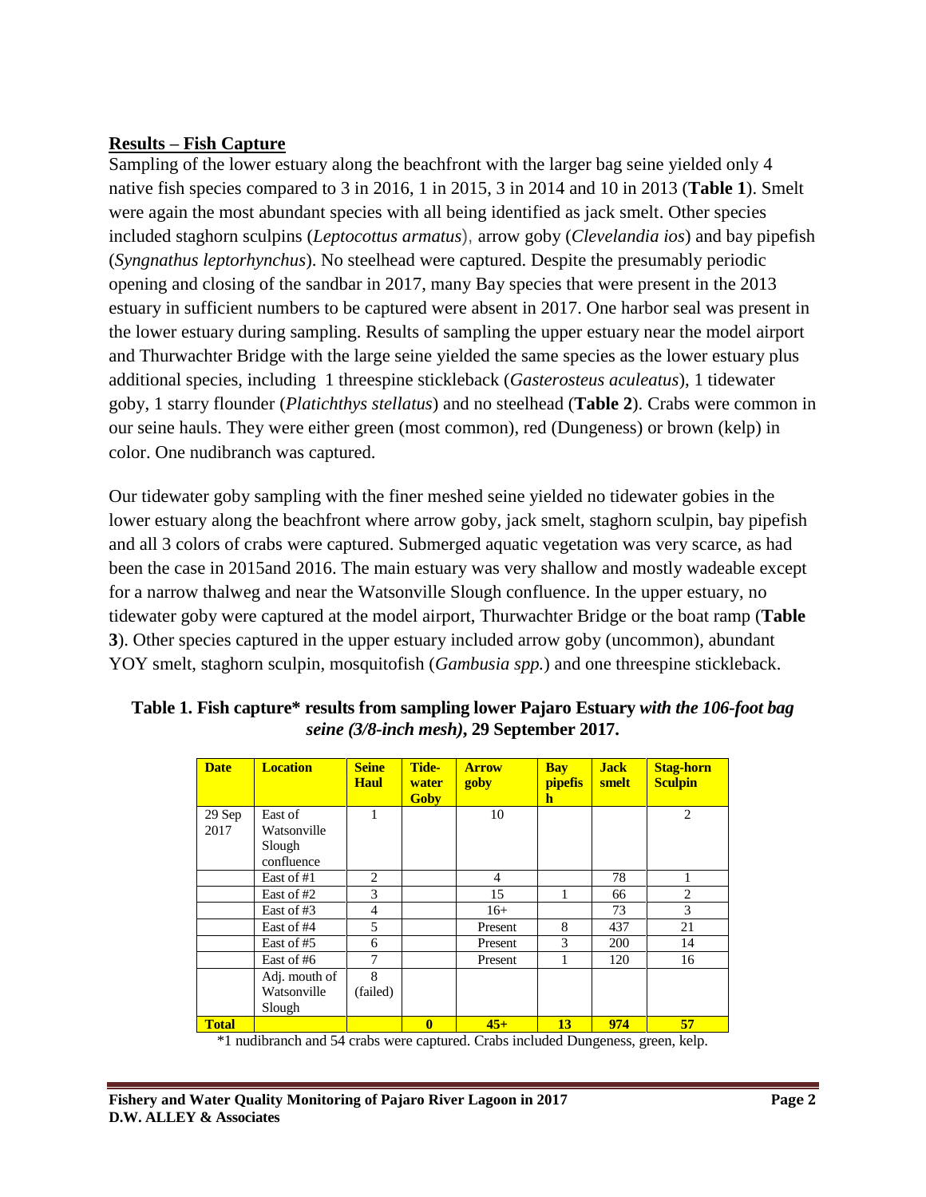## **Results – Fish Capture**

Sampling of the lower estuary along the beachfront with the larger bag seine yielded only 4 native fish species compared to 3 in 2016, 1 in 2015, 3 in 2014 and 10 in 2013 (**Table 1**). Smelt were again the most abundant species with all being identified as jack smelt. Other species included staghorn sculpins (*Leptocottus armatus*), arrow goby (*Clevelandia ios*) and bay pipefish (*Syngnathus leptorhynchus*). No steelhead were captured. Despite the presumably periodic opening and closing of the sandbar in 2017, many Bay species that were present in the 2013 estuary in sufficient numbers to be captured were absent in 2017. One harbor seal was present in the lower estuary during sampling. Results of sampling the upper estuary near the model airport and Thurwachter Bridge with the large seine yielded the same species as the lower estuary plus additional species, including 1 threespine stickleback (*Gasterosteus aculeatus*), 1 tidewater goby, 1 starry flounder (*Platichthys stellatus*) and no steelhead (**Table 2**). Crabs were common in our seine hauls. They were either green (most common), red (Dungeness) or brown (kelp) in color. One nudibranch was captured.

Our tidewater goby sampling with the finer meshed seine yielded no tidewater gobies in the lower estuary along the beachfront where arrow goby, jack smelt, staghorn sculpin, bay pipefish and all 3 colors of crabs were captured. Submerged aquatic vegetation was very scarce, as had been the case in 2015and 2016. The main estuary was very shallow and mostly wadeable except for a narrow thalweg and near the Watsonville Slough confluence. In the upper estuary, no tidewater goby were captured at the model airport, Thurwachter Bridge or the boat ramp (**Table 3**). Other species captured in the upper estuary included arrow goby (uncommon), abundant YOY smelt, staghorn sculpin, mosquitofish (*Gambusia spp.*) and one threespine stickleback.

**Table 1. Fish capture\* results from sampling lower Pajaro Estuary *with the 106-foot bag seine (3/8-inch mesh)*, 29 September 2017.**

| Date | Location | Seine Haul | Tide-water Goby | Arrow goby | Bay pipefish | Jack smelt | Stag-horn Sculpin |
|---|---|---|---|---|---|---|---|
| 29 Sep 2017 | East of Watsonville Slough confluence | 1 | | 10 | | | 2 |
| | East of #1 | 2 | | 4 | | 78 | 1 |
| | East of #2 | 3 | | 15 | 1 | 66 | 2 |
| | East of #3 | 4 | | 16+ | | 73 | 3 |
| | East of #4 | 5 | | Present | 8 | 437 | 21 |
| | East of #5 | 6 | | Present | 3 | 200 | 14 |
| | East of #6 | 7 | | Present | 1 | 120 | 16 |
| | Adj. mouth of Watsonville Slough | 8 (failed) | | | | | |
| **Total** | | | **0** | **45+** | **13** | **974** | **57** |

\*1 nudibranch and 54 crabs were captured. Crabs included Dungeness, green, kelp.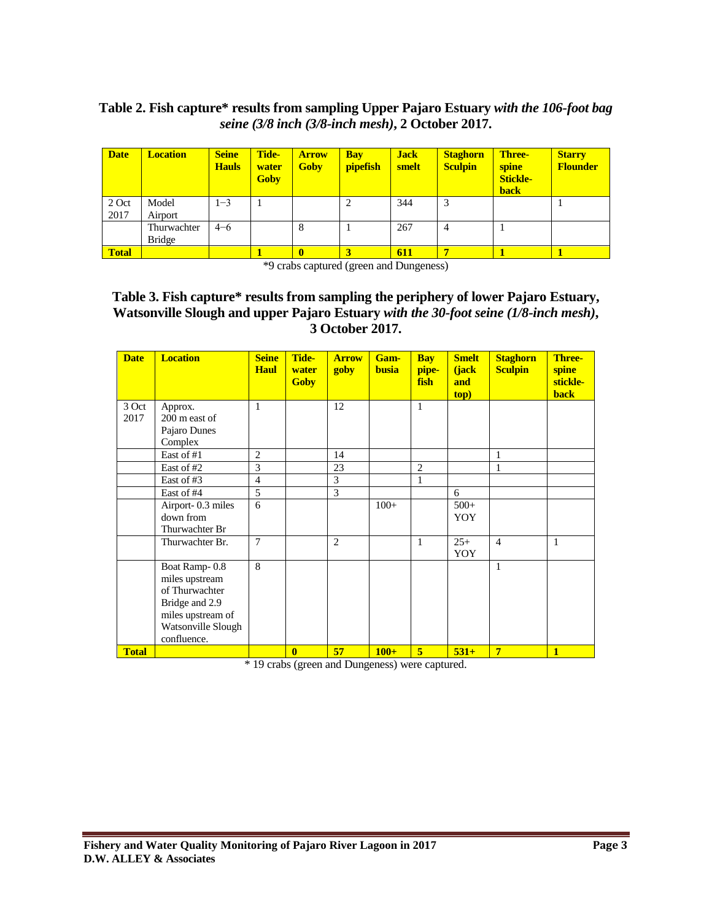**Table 2. Fish capture* results from sampling Upper Pajaro Estuary *with the 106-foot bag seine (3/8 inch (3/8-inch mesh)*, 2 October 2017.**

| Date | Location | Seine Hauls | Tide-water Goby | Arrow Goby | Bay pipefish | Jack smelt | Staghorn Sculpin | Three-spine Stickle-back | Starry Flounder |
|---|---|---|---|---|---|---|---|---|---|
| 2 Oct 2017 | Model Airport | 1–3 | 1 | | 2 | 344 | 3 | | 1 |
| | Thurwachter Bridge | 4–6 | | 8 | 1 | 267 | 4 | 1 | |
| **Total** | | | **1** | **0** | **3** | **611** | **7** | **1** | **1** |

*9 crabs captured (green and Dungeness)

**Table 3. Fish capture* results from sampling the periphery of lower Pajaro Estuary, Watsonville Slough and upper Pajaro Estuary *with the 30-foot seine (1/8-inch mesh)*, 3 October 2017.**

| Date | Location | Seine Haul | Tide-water Goby | Arrow goby | Gam-busia | Bay pipe-fish | Smelt (jack and top) | Staghorn Sculpin | Three-spine stickle-back |
|---|---|---|---|---|---|---|---|---|---|
| 3 Oct 2017 | Approx. 200 m east of Pajaro Dunes Complex | 1 | | 12 | | 1 | | | |
| | East of #1 | 2 | | 14 | | | | 1 | |
| | East of #2 | 3 | | 23 | | 2 | | 1 | |
| | East of #3 | 4 | | 3 | | 1 | | | |
| | East of #4 | 5 | | 3 | | | 6 | | |
| | Airport- 0.3 miles down from Thurwachter Br | 6 | | | 100+ | | 500+ YOY | | |
| | Thurwachter Br. | 7 | | 2 | | 1 | 25+ YOY | 4 | 1 |
| | Boat Ramp- 0.8 miles upstream of Thurwachter Bridge and 2.9 miles upstream of Watsonville Slough confluence. | 8 | | | | | | 1 | |
| **Total** | | | **0** | **57** | **100+** | **5** | **531+** | **7** | **1** |

* 19 crabs (green and Dungeness) were captured.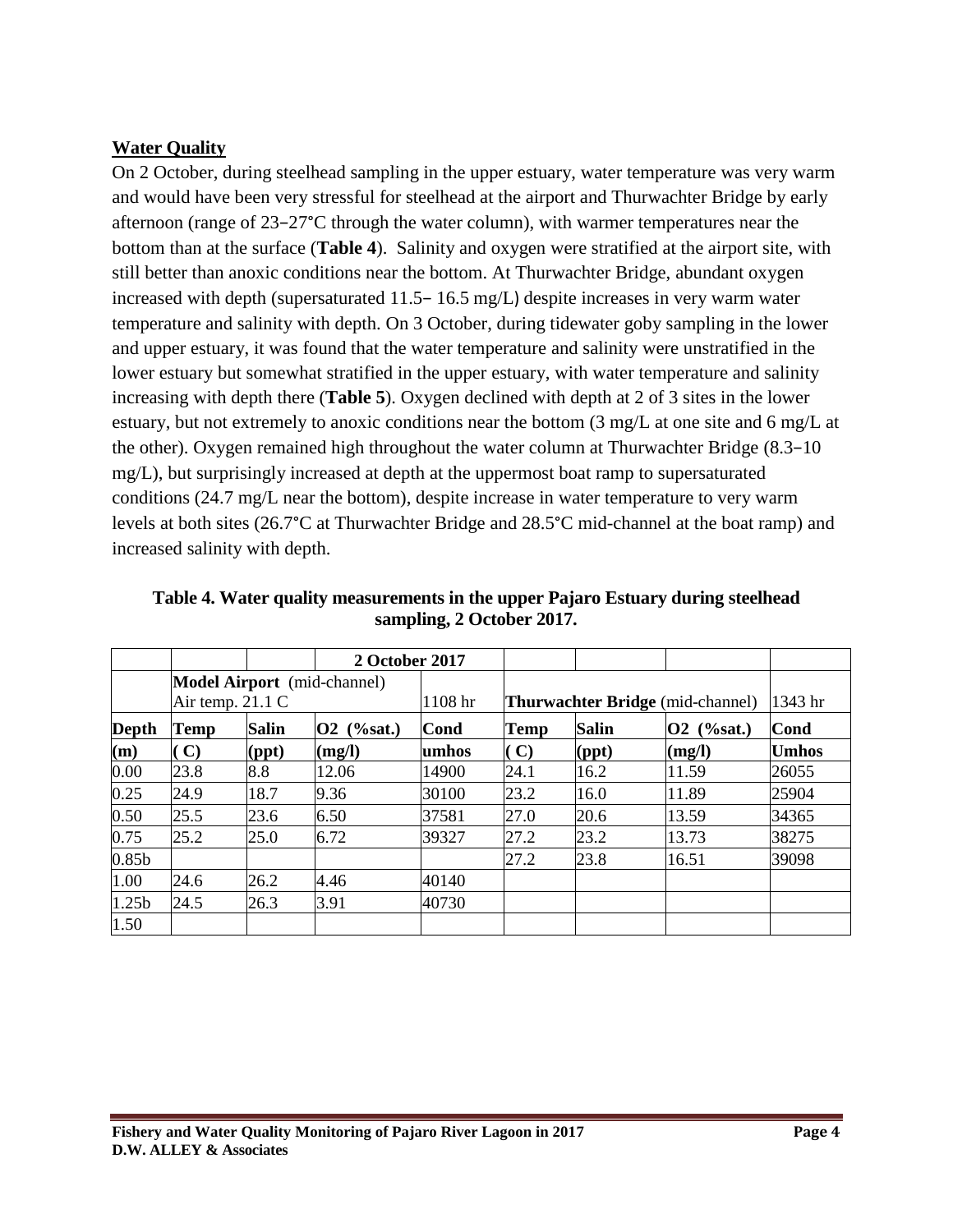## Water Quality

On 2 October, during steelhead sampling in the upper estuary, water temperature was very warm and would have been very stressful for steelhead at the airport and Thurwachter Bridge by early afternoon (range of 23‒27°C through the water column), with warmer temperatures near the bottom than at the surface (**Table 4**). Salinity and oxygen were stratified at the airport site, with still better than anoxic conditions near the bottom. At Thurwachter Bridge, abundant oxygen increased with depth (supersaturated 11.5‒ 16.5 mg/L) despite increases in very warm water temperature and salinity with depth. On 3 October, during tidewater goby sampling in the lower and upper estuary, it was found that the water temperature and salinity were unstratified in the lower estuary but somewhat stratified in the upper estuary, with water temperature and salinity increasing with depth there (**Table 5**). Oxygen declined with depth at 2 of 3 sites in the lower estuary, but not extremely to anoxic conditions near the bottom (3 mg/L at one site and 6 mg/L at the other). Oxygen remained high throughout the water column at Thurwachter Bridge (8.3‒10 mg/L), but surprisingly increased at depth at the uppermost boat ramp to supersaturated conditions (24.7 mg/L near the bottom), despite increase in water temperature to very warm levels at both sites (26.7°C at Thurwachter Bridge and 28.5°C mid-channel at the boat ramp) and increased salinity with depth.

**Table 4. Water quality measurements in the upper Pajaro Estuary during steelhead sampling, 2 October 2017.**

| | | | **2 October 2017** | | | | | |
|---|---|---|---|---|---|---|---|---|
| | **Model Airport** (mid-channel) Air temp. 21.1 C | | | 1108 hr | **Thurwachter Bridge** (mid-channel) | | | 1343 hr |
| **Depth (m)** | **Temp ( C)** | **Salin (ppt)** | **O2 (%sat.) (mg/l)** | **Cond umhos** | **Temp ( C)** | **Salin (ppt)** | **O2 (%sat.) (mg/l)** | **Cond Umhos** |
| 0.00 | 23.8 | 8.8 | 12.06 | 14900 | 24.1 | 16.2 | 11.59 | 26055 |
| 0.25 | 24.9 | 18.7 | 9.36 | 30100 | 23.2 | 16.0 | 11.89 | 25904 |
| 0.50 | 25.5 | 23.6 | 6.50 | 37581 | 27.0 | 20.6 | 13.59 | 34365 |
| 0.75 | 25.2 | 25.0 | 6.72 | 39327 | 27.2 | 23.2 | 13.73 | 38275 |
| 0.85b | | | | | 27.2 | 23.8 | 16.51 | 39098 |
| 1.00 | 24.6 | 26.2 | 4.46 | 40140 | | | | |
| 1.25b | 24.5 | 26.3 | 3.91 | 40730 | | | | |
| 1.50 | | | | | | | | |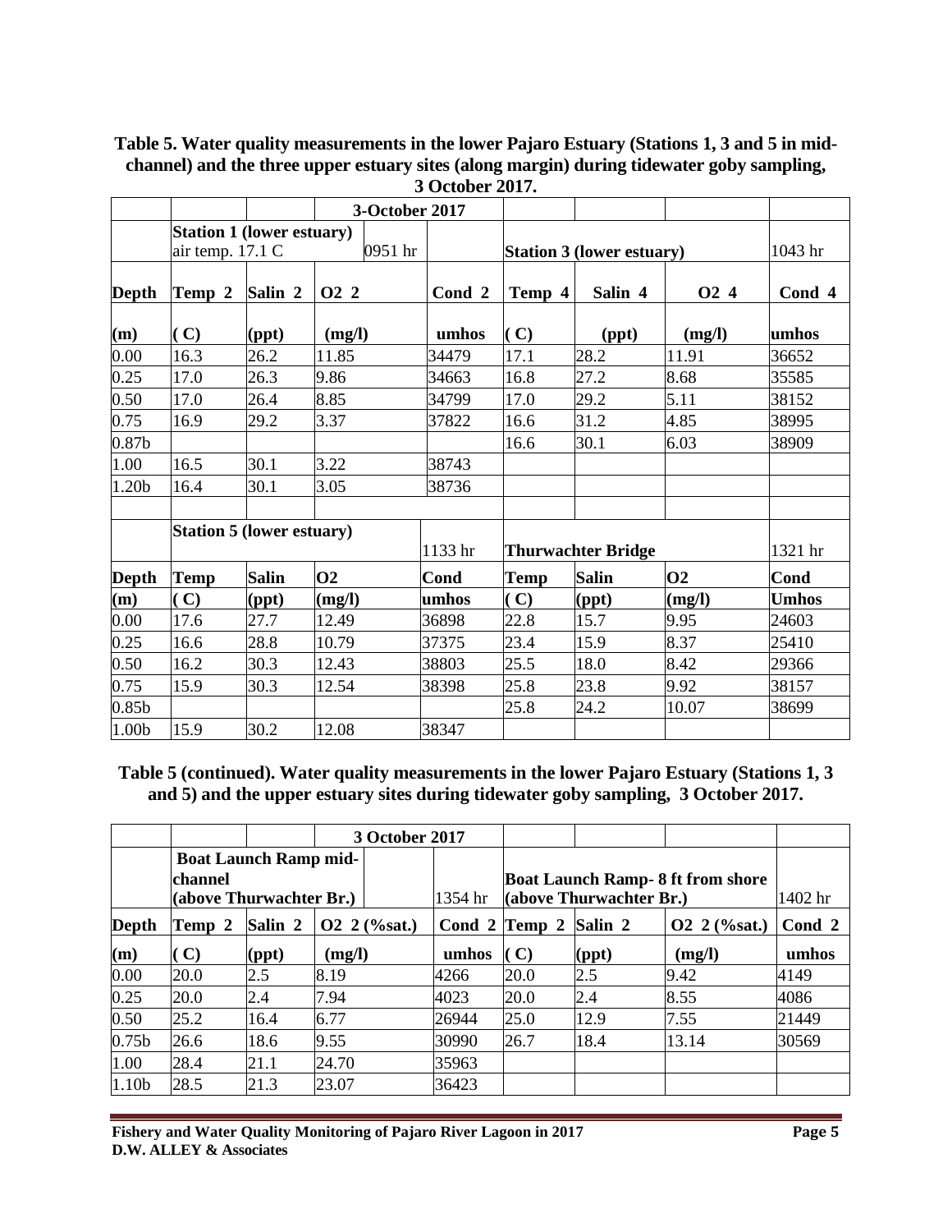**Table 5. Water quality measurements in the lower Pajaro Estuary (Stations 1, 3 and 5 in mid-channel) and the three upper estuary sites (along margin) during tidewater goby sampling, 3 October 2017.**

| | | | 3-October 2017 | | | | | |
|---|---|---|---|---|---|---|---|---|
| | Station 1 (lower estuary) air temp. 17.1 C | | | 0951 hr | Station 3 (lower estuary) | | | 1043 hr |
| Depth | Temp 2 | Salin 2 | O2 2 | Cond 2 | Temp 4 | Salin 4 | O2 4 | Cond 4 |
| (m) | ( C) | (ppt) | (mg/l) | umhos | ( C) | (ppt) | (mg/l) | umhos |
| 0.00 | 16.3 | 26.2 | 11.85 | 34479 | 17.1 | 28.2 | 11.91 | 36652 |
| 0.25 | 17.0 | 26.3 | 9.86 | 34663 | 16.8 | 27.2 | 8.68 | 35585 |
| 0.50 | 17.0 | 26.4 | 8.85 | 34799 | 17.0 | 29.2 | 5.11 | 38152 |
| 0.75 | 16.9 | 29.2 | 3.37 | 37822 | 16.6 | 31.2 | 4.85 | 38995 |
| 0.87b | | | | | 16.6 | 30.1 | 6.03 | 38909 |
| 1.00 | 16.5 | 30.1 | 3.22 | 38743 | | | | |
| 1.20b | 16.4 | 30.1 | 3.05 | 38736 | | | | |
| | | | | | | | | |
| | Station 5 (lower estuary) | | | 1133 hr | Thurwachter Bridge | | | 1321 hr |
| Depth | Temp | Salin | O2 | Cond | Temp | Salin | O2 | Cond |
| (m) | ( C) | (ppt) | (mg/l) | umhos | ( C) | (ppt) | (mg/l) | Umhos |
| 0.00 | 17.6 | 27.7 | 12.49 | 36898 | 22.8 | 15.7 | 9.95 | 24603 |
| 0.25 | 16.6 | 28.8 | 10.79 | 37375 | 23.4 | 15.9 | 8.37 | 25410 |
| 0.50 | 16.2 | 30.3 | 12.43 | 38803 | 25.5 | 18.0 | 8.42 | 29366 |
| 0.75 | 15.9 | 30.3 | 12.54 | 38398 | 25.8 | 23.8 | 9.92 | 38157 |
| 0.85b | | | | | 25.8 | 24.2 | 10.07 | 38699 |
| 1.00b | 15.9 | 30.2 | 12.08 | 38347 | | | | |

**Table 5 (continued). Water quality measurements in the lower Pajaro Estuary (Stations 1, 3 and 5) and the upper estuary sites during tidewater goby sampling, 3 October 2017.**

| | | | 3 October 2017 | | | | | |
|---|---|---|---|---|---|---|---|---|
| | Boat Launch Ramp mid-channel (above Thurwachter Br.) | | | 1354 hr | Boat Launch Ramp- 8 ft from shore (above Thurwachter Br.) | | | 1402 hr |
| Depth | Temp 2 | Salin 2 | O2 2 (%sat.) | Cond 2 | Temp 2 | Salin 2 | O2 2 (%sat.) | Cond 2 |
| (m) | ( C) | (ppt) | (mg/l) | umhos | ( C) | (ppt) | (mg/l) | umhos |
| 0.00 | 20.0 | 2.5 | 8.19 | 4266 | 20.0 | 2.5 | 9.42 | 4149 |
| 0.25 | 20.0 | 2.4 | 7.94 | 4023 | 20.0 | 2.4 | 8.55 | 4086 |
| 0.50 | 25.2 | 16.4 | 6.77 | 26944 | 25.0 | 12.9 | 7.55 | 21449 |
| 0.75b | 26.6 | 18.6 | 9.55 | 30990 | 26.7 | 18.4 | 13.14 | 30569 |
| 1.00 | 28.4 | 21.1 | 24.70 | 35963 | | | | |
| 1.10b | 28.5 | 21.3 | 23.07 | 36423 | | | | |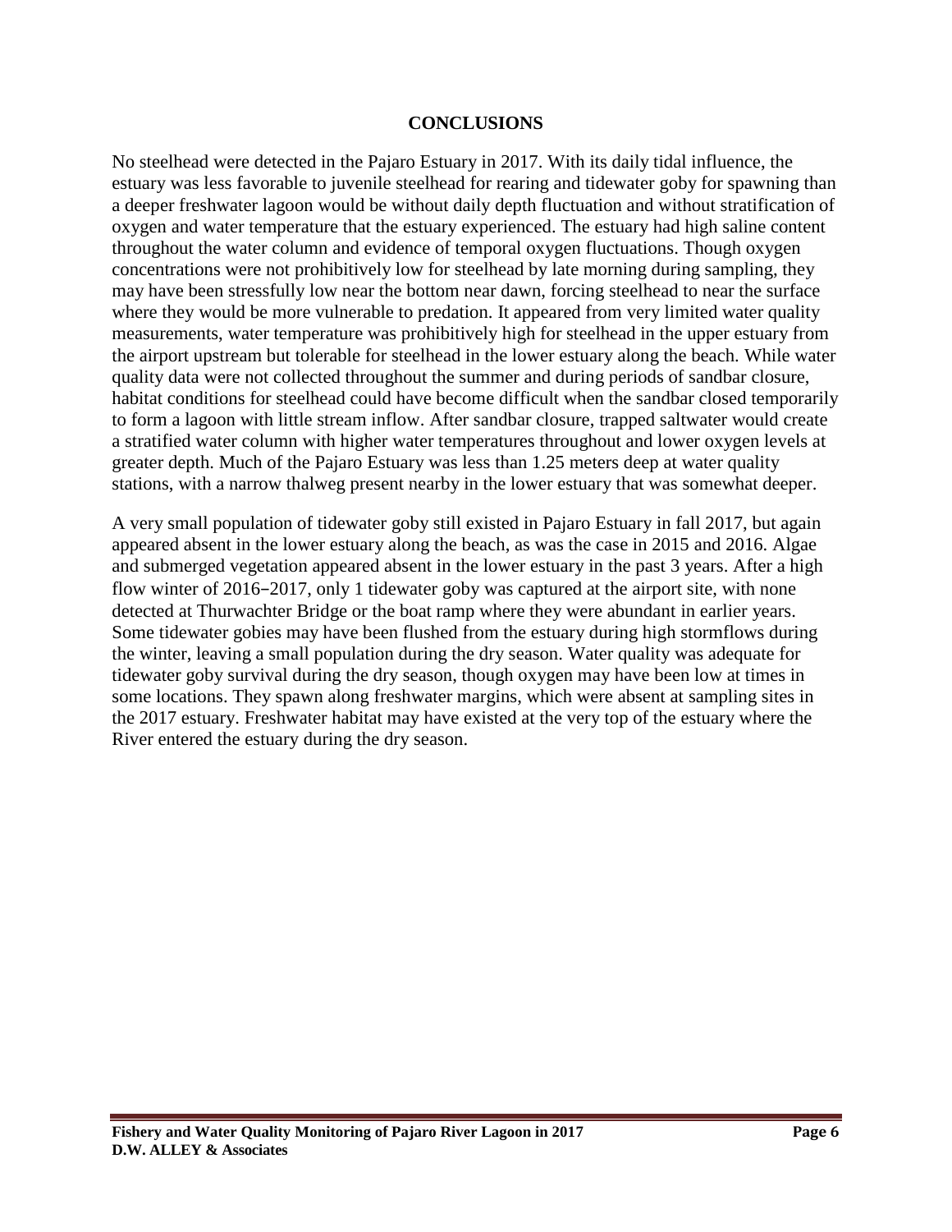## CONCLUSIONS

No steelhead were detected in the Pajaro Estuary in 2017. With its daily tidal influence, the estuary was less favorable to juvenile steelhead for rearing and tidewater goby for spawning than a deeper freshwater lagoon would be without daily depth fluctuation and without stratification of oxygen and water temperature that the estuary experienced. The estuary had high saline content throughout the water column and evidence of temporal oxygen fluctuations. Though oxygen concentrations were not prohibitively low for steelhead by late morning during sampling, they may have been stressfully low near the bottom near dawn, forcing steelhead to near the surface where they would be more vulnerable to predation. It appeared from very limited water quality measurements, water temperature was prohibitively high for steelhead in the upper estuary from the airport upstream but tolerable for steelhead in the lower estuary along the beach. While water quality data were not collected throughout the summer and during periods of sandbar closure, habitat conditions for steelhead could have become difficult when the sandbar closed temporarily to form a lagoon with little stream inflow. After sandbar closure, trapped saltwater would create a stratified water column with higher water temperatures throughout and lower oxygen levels at greater depth. Much of the Pajaro Estuary was less than 1.25 meters deep at water quality stations, with a narrow thalweg present nearby in the lower estuary that was somewhat deeper.

A very small population of tidewater goby still existed in Pajaro Estuary in fall 2017, but again appeared absent in the lower estuary along the beach, as was the case in 2015 and 2016. Algae and submerged vegetation appeared absent in the lower estuary in the past 3 years. After a high flow winter of 2016–2017, only 1 tidewater goby was captured at the airport site, with none detected at Thurwachter Bridge or the boat ramp where they were abundant in earlier years. Some tidewater gobies may have been flushed from the estuary during high stormflows during the winter, leaving a small population during the dry season. Water quality was adequate for tidewater goby survival during the dry season, though oxygen may have been low at times in some locations. They spawn along freshwater margins, which were absent at sampling sites in the 2017 estuary. Freshwater habitat may have existed at the very top of the estuary where the River entered the estuary during the dry season.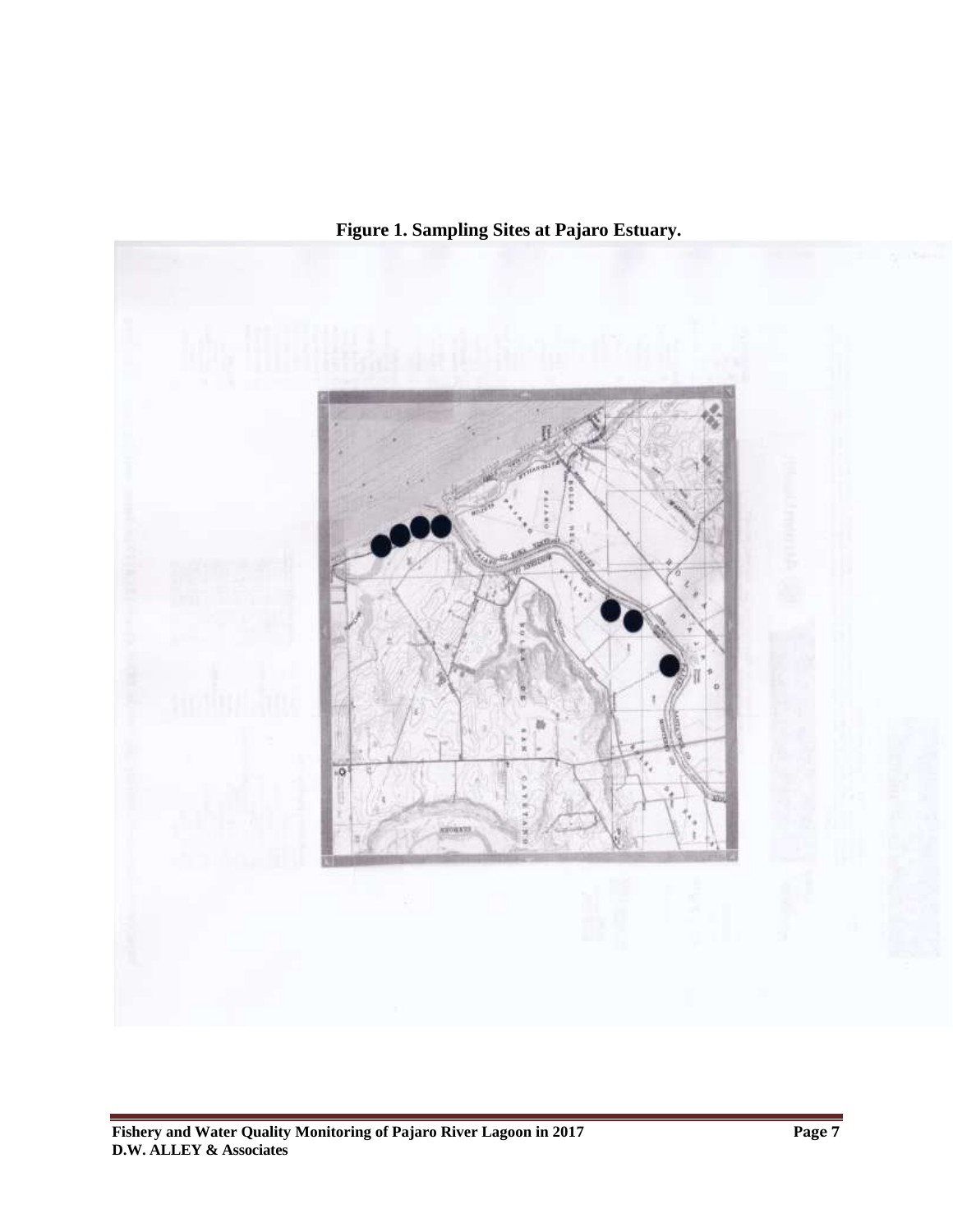**Figure 1. Sampling Sites at Pajaro Estuary.**